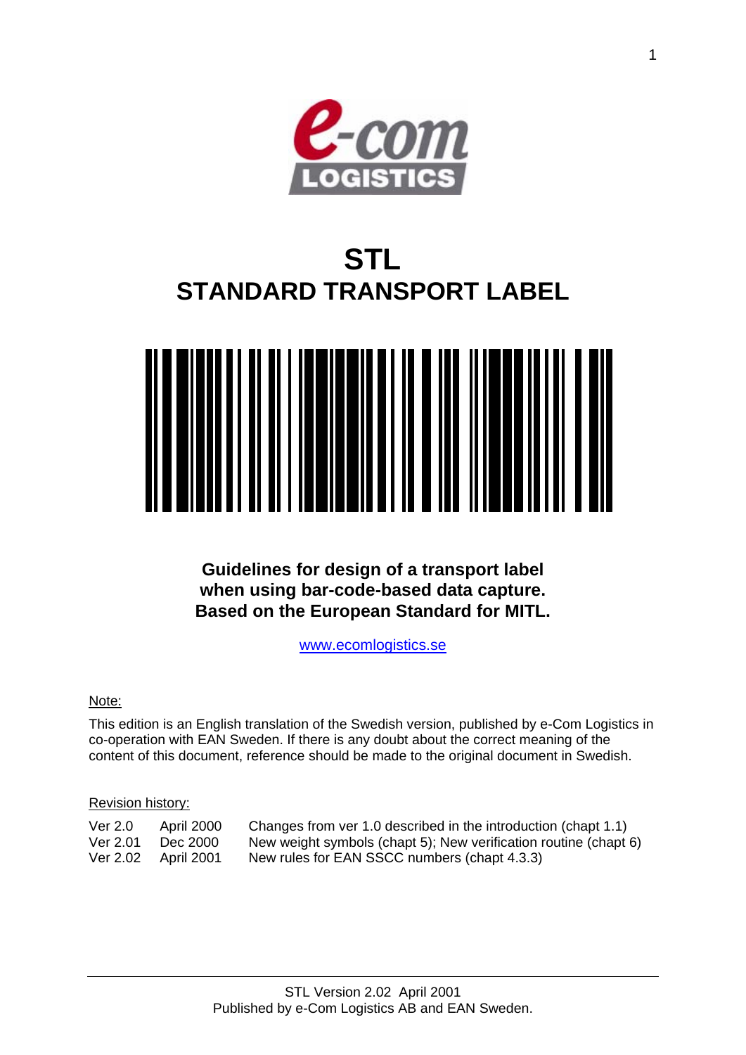# STL
# STANDARD TRANSPORT LABEL

**Guidelines for design of a transport label when using bar-code-based data capture. Based on the European Standard for MITL.**

www.ecomlogistics.se

Note:

This edition is an English translation of the Swedish version, published by e-Com Logistics in co-operation with EAN Sweden. If there is any doubt about the correct meaning of the content of this document, reference should be made to the original document in Swedish.

Revision history:

| | | |
|---|---|---|
| Ver 2.0 | April 2000 | Changes from ver 1.0 described in the introduction (chapt 1.1) |
| Ver 2.01 | Dec 2000 | New weight symbols (chapt 5); New verification routine (chapt 6) |
| Ver 2.02 | April 2001 | New rules for EAN SSCC numbers (chapt 4.3.3) |

STL Version 2.02 April 2001
Published by e-Com Logistics AB and EAN Sweden.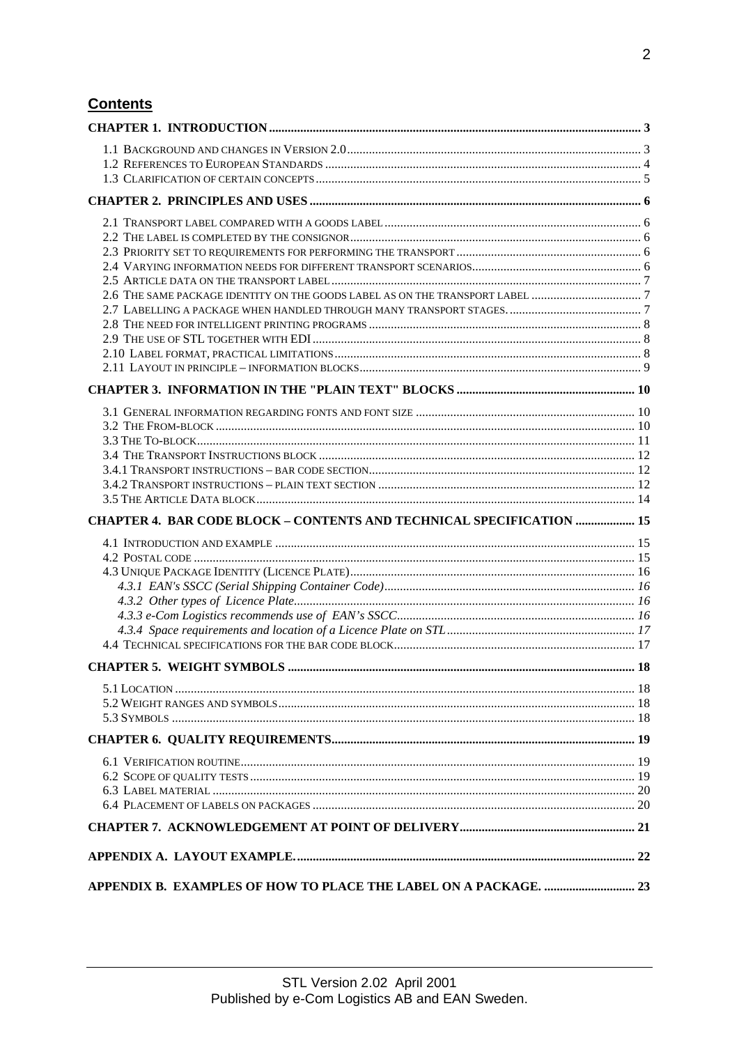## Contents

**CHAPTER 1. INTRODUCTION** .......... 3

1.1 Background and changes in Version 2.0 .......... 3
1.2 References to European Standards .......... 4
1.3 Clarification of certain concepts .......... 5

**CHAPTER 2. PRINCIPLES AND USES** .......... 6

2.1 Transport label compared with a goods label .......... 6
2.2 The label is completed by the consignor .......... 6
2.3 Priority set to requirements for performing the transport .......... 6
2.4 Varying information needs for different transport scenarios .......... 6
2.5 Article data on the transport label .......... 7
2.6 The same package identity on the goods label as on the transport label .......... 7
2.7 Labelling a package when handled through many transport stages. .......... 7
2.8 The need for intelligent printing programs .......... 8
2.9 The use of STL together with EDI .......... 8
2.10 Label format, practical limitations .......... 8
2.11 Layout in principle – information blocks .......... 9

**CHAPTER 3. INFORMATION IN THE "PLAIN TEXT" BLOCKS** .......... 10

3.1 General information regarding fonts and font size .......... 10
3.2 The From-block .......... 10
3.3 The To-block .......... 11
3.4 The Transport Instructions block .......... 12
3.4.1 Transport instructions – bar code section .......... 12
3.4.2 Transport instructions – plain text section .......... 12
3.5 The Article Data block .......... 14

**CHAPTER 4. BAR CODE BLOCK – CONTENTS AND TECHNICAL SPECIFICATION** .......... 15

4.1 Introduction and example .......... 15
4.2 Postal code .......... 15
4.3 Unique Package Identity (Licence Plate) .......... 16
*4.3.1 EAN's SSCC (Serial Shipping Container Code)* .......... *16*
*4.3.2 Other types of Licence Plate* .......... *16*
*4.3.3 e-Com Logistics recommends use of EAN's SSCC* .......... *16*
*4.3.4 Space requirements and location of a Licence Plate on STL* .......... *17*
4.4 Technical specifications for the bar code block .......... 17

**CHAPTER 5. WEIGHT SYMBOLS** .......... 18

5.1 Location .......... 18
5.2 Weight ranges and symbols .......... 18
5.3 Symbols .......... 18

**CHAPTER 6. QUALITY REQUIREMENTS** .......... 19

6.1 Verification routine .......... 19
6.2 Scope of quality tests .......... 19
6.3 Label material .......... 20
6.4 Placement of labels on packages .......... 20

**CHAPTER 7. ACKNOWLEDGEMENT AT POINT OF DELIVERY** .......... 21

**APPENDIX A. LAYOUT EXAMPLE.** .......... 22

**APPENDIX B. EXAMPLES OF HOW TO PLACE THE LABEL ON A PACKAGE.** .......... 23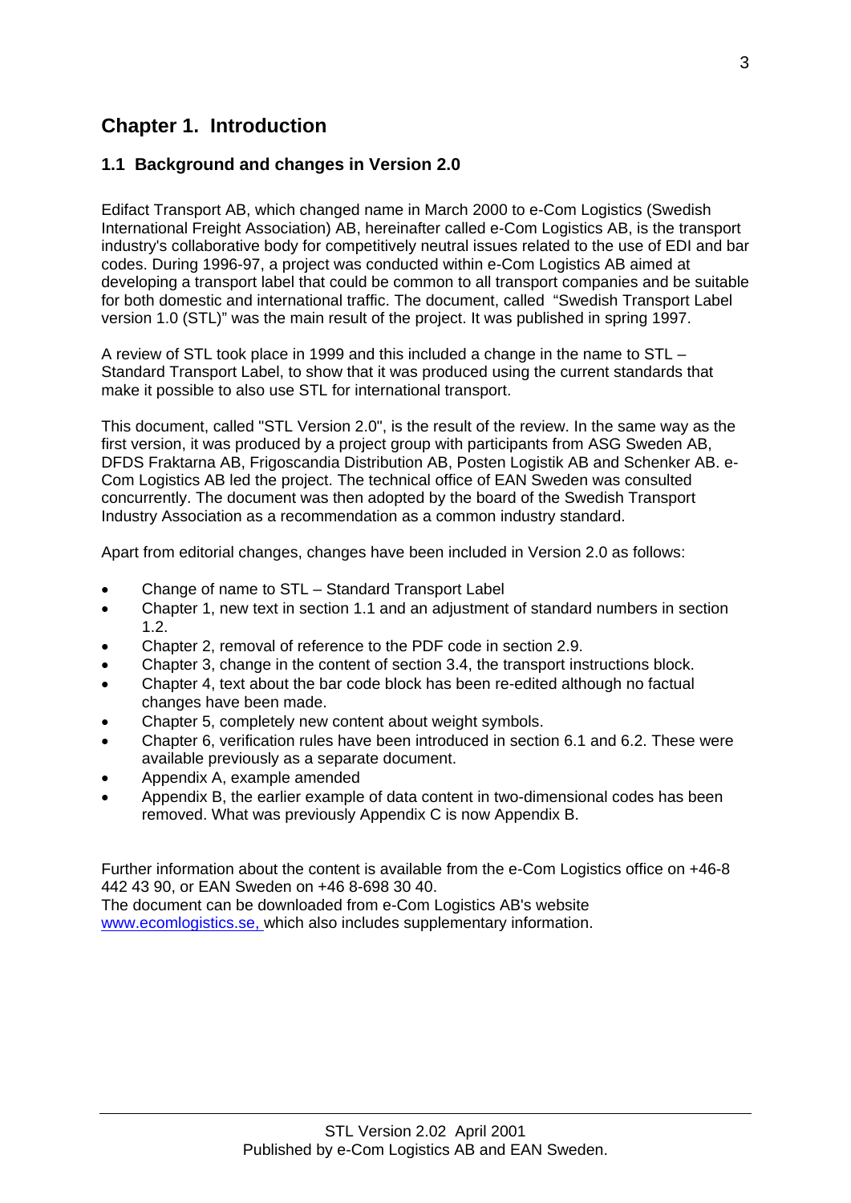# Chapter 1. Introduction

## 1.1 Background and changes in Version 2.0

Edifact Transport AB, which changed name in March 2000 to e-Com Logistics (Swedish International Freight Association) AB, hereinafter called e-Com Logistics AB, is the transport industry's collaborative body for competitively neutral issues related to the use of EDI and bar codes. During 1996-97, a project was conducted within e-Com Logistics AB aimed at developing a transport label that could be common to all transport companies and be suitable for both domestic and international traffic. The document, called "Swedish Transport Label version 1.0 (STL)" was the main result of the project. It was published in spring 1997.

A review of STL took place in 1999 and this included a change in the name to STL – Standard Transport Label, to show that it was produced using the current standards that make it possible to also use STL for international transport.

This document, called "STL Version 2.0", is the result of the review. In the same way as the first version, it was produced by a project group with participants from ASG Sweden AB, DFDS Fraktarna AB, Frigoscandia Distribution AB, Posten Logistik AB and Schenker AB. e-Com Logistics AB led the project. The technical office of EAN Sweden was consulted concurrently. The document was then adopted by the board of the Swedish Transport Industry Association as a recommendation as a common industry standard.

Apart from editorial changes, changes have been included in Version 2.0 as follows:

- Change of name to STL – Standard Transport Label
- Chapter 1, new text in section 1.1 and an adjustment of standard numbers in section 1.2.
- Chapter 2, removal of reference to the PDF code in section 2.9.
- Chapter 3, change in the content of section 3.4, the transport instructions block.
- Chapter 4, text about the bar code block has been re-edited although no factual changes have been made.
- Chapter 5, completely new content about weight symbols.
- Chapter 6, verification rules have been introduced in section 6.1 and 6.2. These were available previously as a separate document.
- Appendix A, example amended
- Appendix B, the earlier example of data content in two-dimensional codes has been removed. What was previously Appendix C is now Appendix B.

Further information about the content is available from the e-Com Logistics office on +46-8 442 43 90, or EAN Sweden on +46 8-698 30 40.
The document can be downloaded from e-Com Logistics AB's website www.ecomlogistics.se, which also includes supplementary information.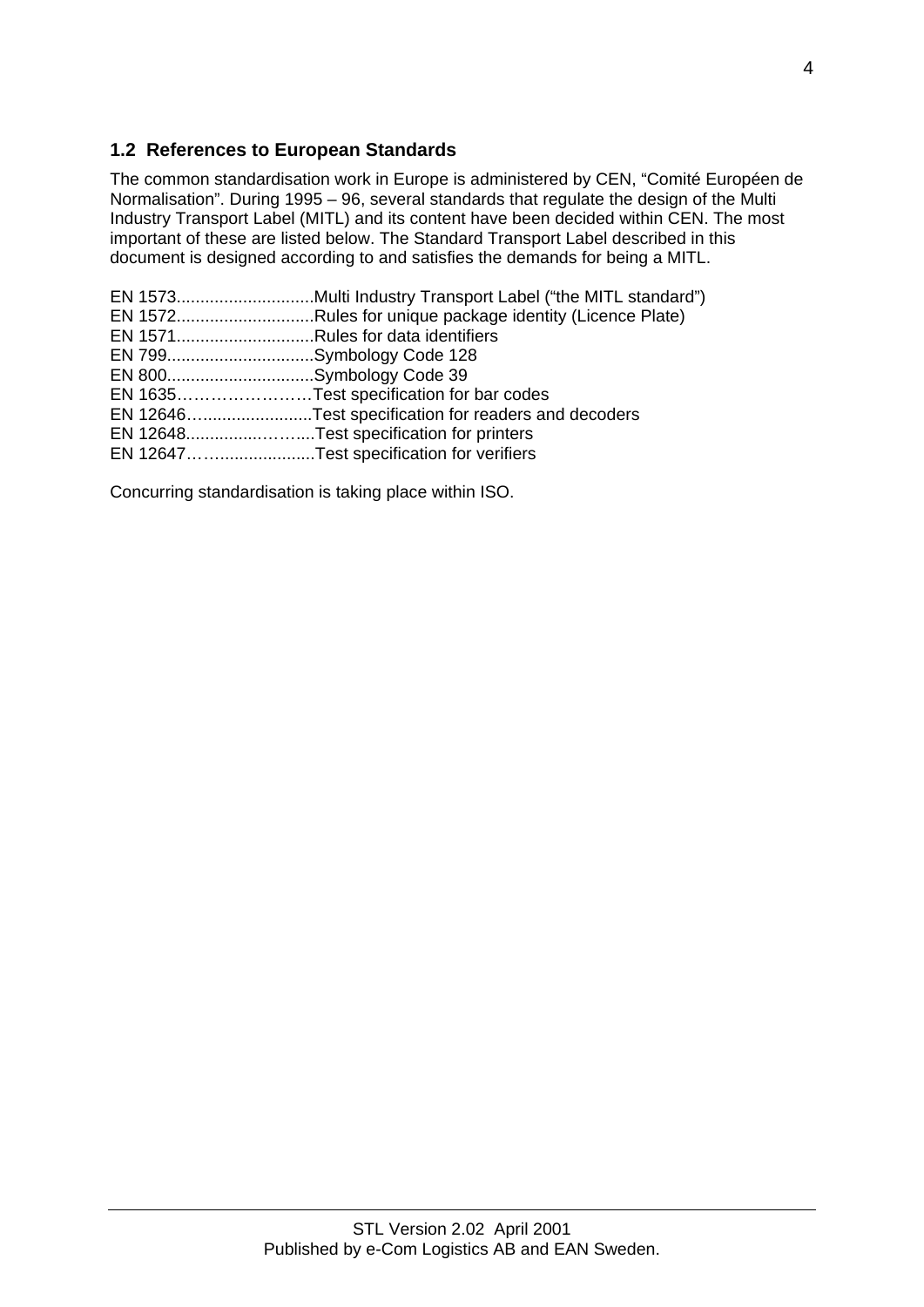## 1.2 References to European Standards

The common standardisation work in Europe is administered by CEN, “Comité Européen de Normalisation”. During 1995 – 96, several standards that regulate the design of the Multi Industry Transport Label (MITL) and its content have been decided within CEN. The most important of these are listed below. The Standard Transport Label described in this document is designed according to and satisfies the demands for being a MITL.

EN 1573.............................Multi Industry Transport Label (“the MITL standard”)
EN 1572.............................Rules for unique package identity (Licence Plate)
EN 1571.............................Rules for data identifiers
EN 799...............................Symbology Code 128
EN 800...............................Symbology Code 39
EN 1635……………………Test specification for bar codes
EN 12646…......................Test specification for readers and decoders
EN 12648...............……....Test specification for printers
EN 12647……...................Test specification for verifiers

Concurring standardisation is taking place within ISO.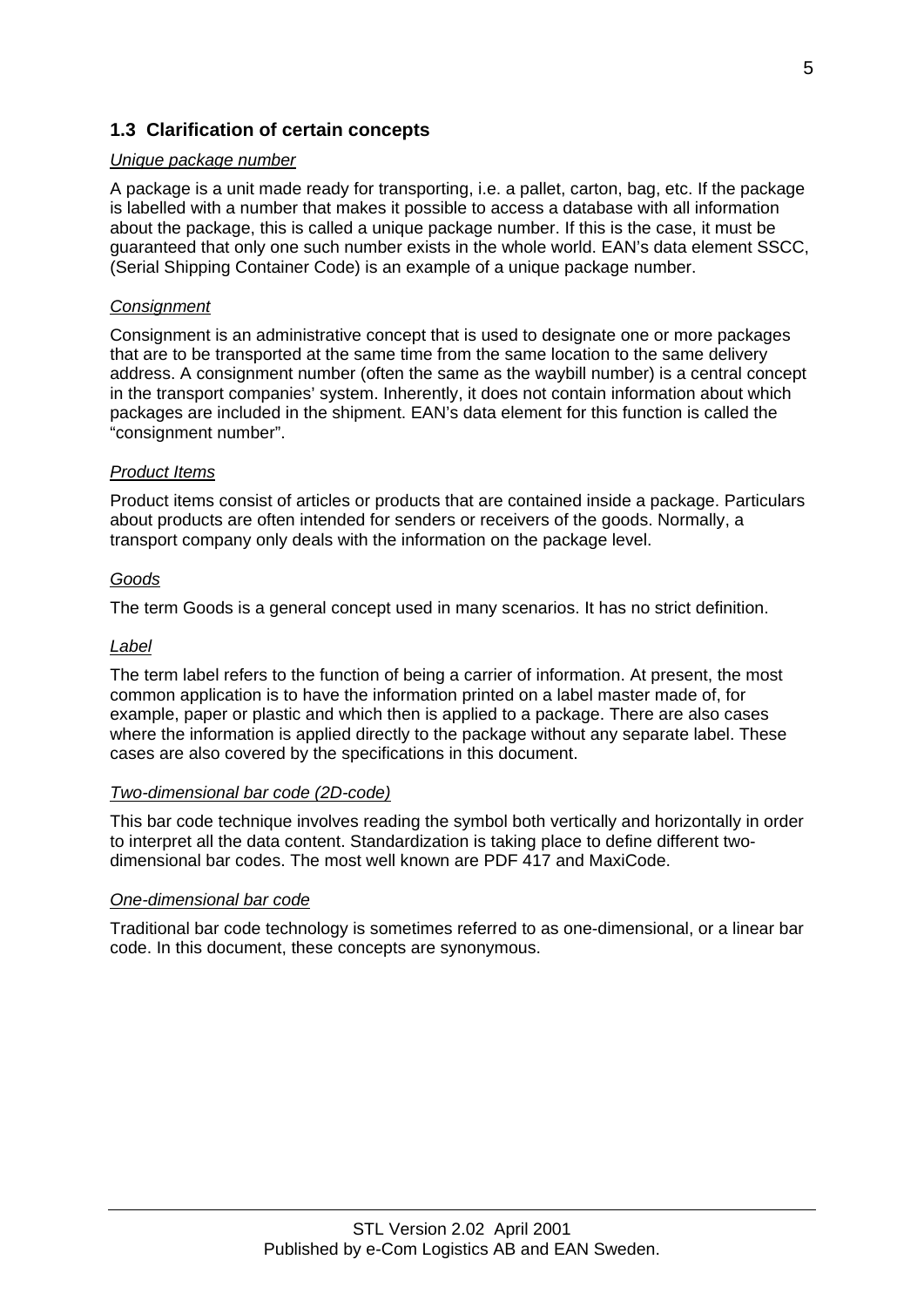## 1.3 Clarification of certain concepts

*Unique package number*

A package is a unit made ready for transporting, i.e. a pallet, carton, bag, etc. If the package is labelled with a number that makes it possible to access a database with all information about the package, this is called a unique package number. If this is the case, it must be guaranteed that only one such number exists in the whole world. EAN's data element SSCC, (Serial Shipping Container Code) is an example of a unique package number.

*Consignment*

Consignment is an administrative concept that is used to designate one or more packages that are to be transported at the same time from the same location to the same delivery address. A consignment number (often the same as the waybill number) is a central concept in the transport companies' system. Inherently, it does not contain information about which packages are included in the shipment. EAN's data element for this function is called the "consignment number".

*Product Items*

Product items consist of articles or products that are contained inside a package. Particulars about products are often intended for senders or receivers of the goods. Normally, a transport company only deals with the information on the package level.

*Goods*

The term Goods is a general concept used in many scenarios. It has no strict definition.

*Label*

The term label refers to the function of being a carrier of information. At present, the most common application is to have the information printed on a label master made of, for example, paper or plastic and which then is applied to a package. There are also cases where the information is applied directly to the package without any separate label. These cases are also covered by the specifications in this document.

*Two-dimensional bar code (2D-code)*

This bar code technique involves reading the symbol both vertically and horizontally in order to interpret all the data content. Standardization is taking place to define different two-dimensional bar codes. The most well known are PDF 417 and MaxiCode.

*One-dimensional bar code*

Traditional bar code technology is sometimes referred to as one-dimensional, or a linear bar code. In this document, these concepts are synonymous.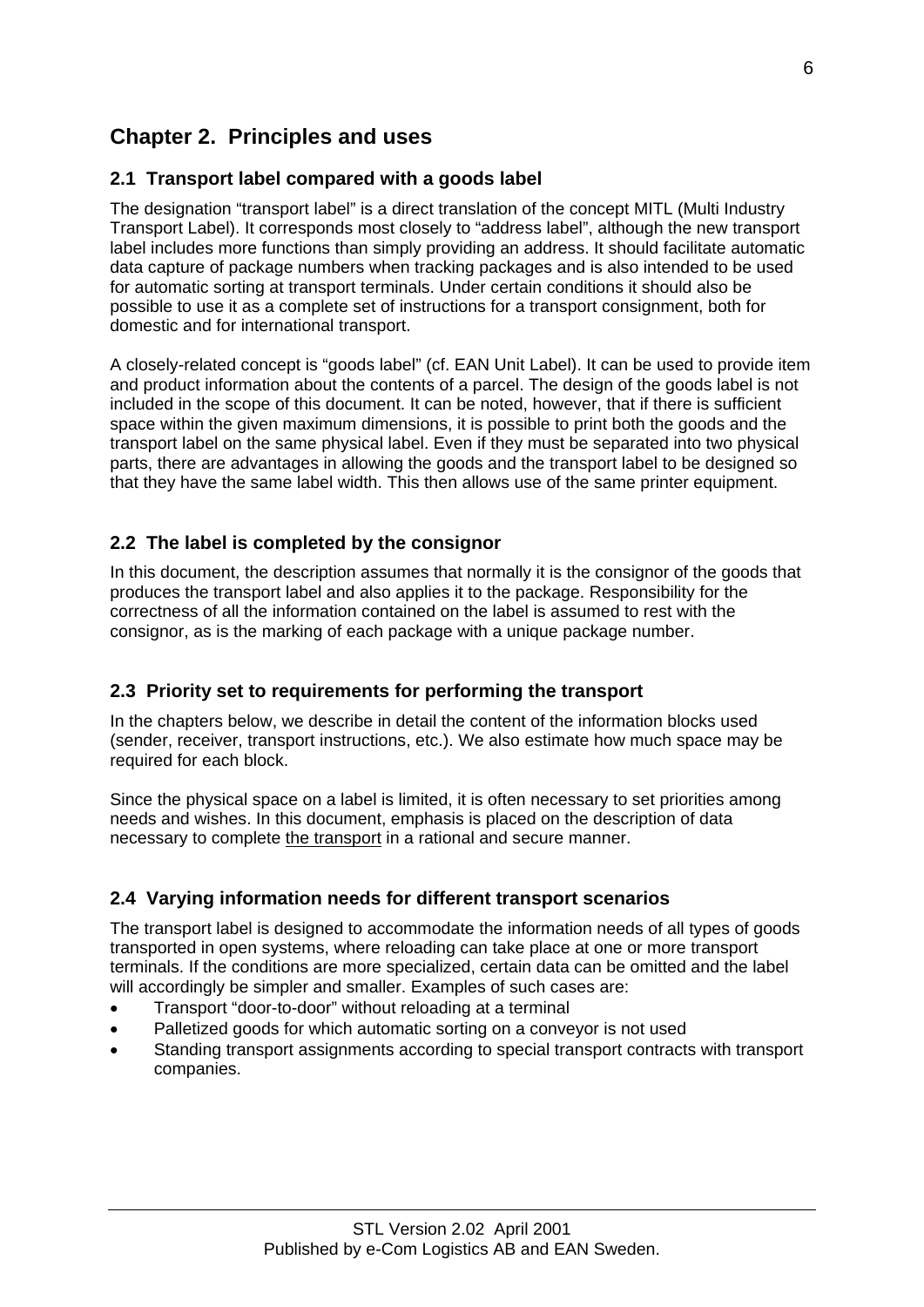# Chapter 2. Principles and uses

## 2.1 Transport label compared with a goods label

The designation "transport label" is a direct translation of the concept MITL (Multi Industry Transport Label). It corresponds most closely to "address label", although the new transport label includes more functions than simply providing an address. It should facilitate automatic data capture of package numbers when tracking packages and is also intended to be used for automatic sorting at transport terminals. Under certain conditions it should also be possible to use it as a complete set of instructions for a transport consignment, both for domestic and for international transport.

A closely-related concept is "goods label" (cf. EAN Unit Label). It can be used to provide item and product information about the contents of a parcel. The design of the goods label is not included in the scope of this document. It can be noted, however, that if there is sufficient space within the given maximum dimensions, it is possible to print both the goods and the transport label on the same physical label. Even if they must be separated into two physical parts, there are advantages in allowing the goods and the transport label to be designed so that they have the same label width. This then allows use of the same printer equipment.

## 2.2 The label is completed by the consignor

In this document, the description assumes that normally it is the consignor of the goods that produces the transport label and also applies it to the package. Responsibility for the correctness of all the information contained on the label is assumed to rest with the consignor, as is the marking of each package with a unique package number.

## 2.3 Priority set to requirements for performing the transport

In the chapters below, we describe in detail the content of the information blocks used (sender, receiver, transport instructions, etc.). We also estimate how much space may be required for each block.

Since the physical space on a label is limited, it is often necessary to set priorities among needs and wishes. In this document, emphasis is placed on the description of data necessary to complete <u>the transport</u> in a rational and secure manner.

## 2.4 Varying information needs for different transport scenarios

The transport label is designed to accommodate the information needs of all types of goods transported in open systems, where reloading can take place at one or more transport terminals. If the conditions are more specialized, certain data can be omitted and the label will accordingly be simpler and smaller. Examples of such cases are:

- Transport "door-to-door" without reloading at a terminal
- Palletized goods for which automatic sorting on a conveyor is not used
- Standing transport assignments according to special transport contracts with transport companies.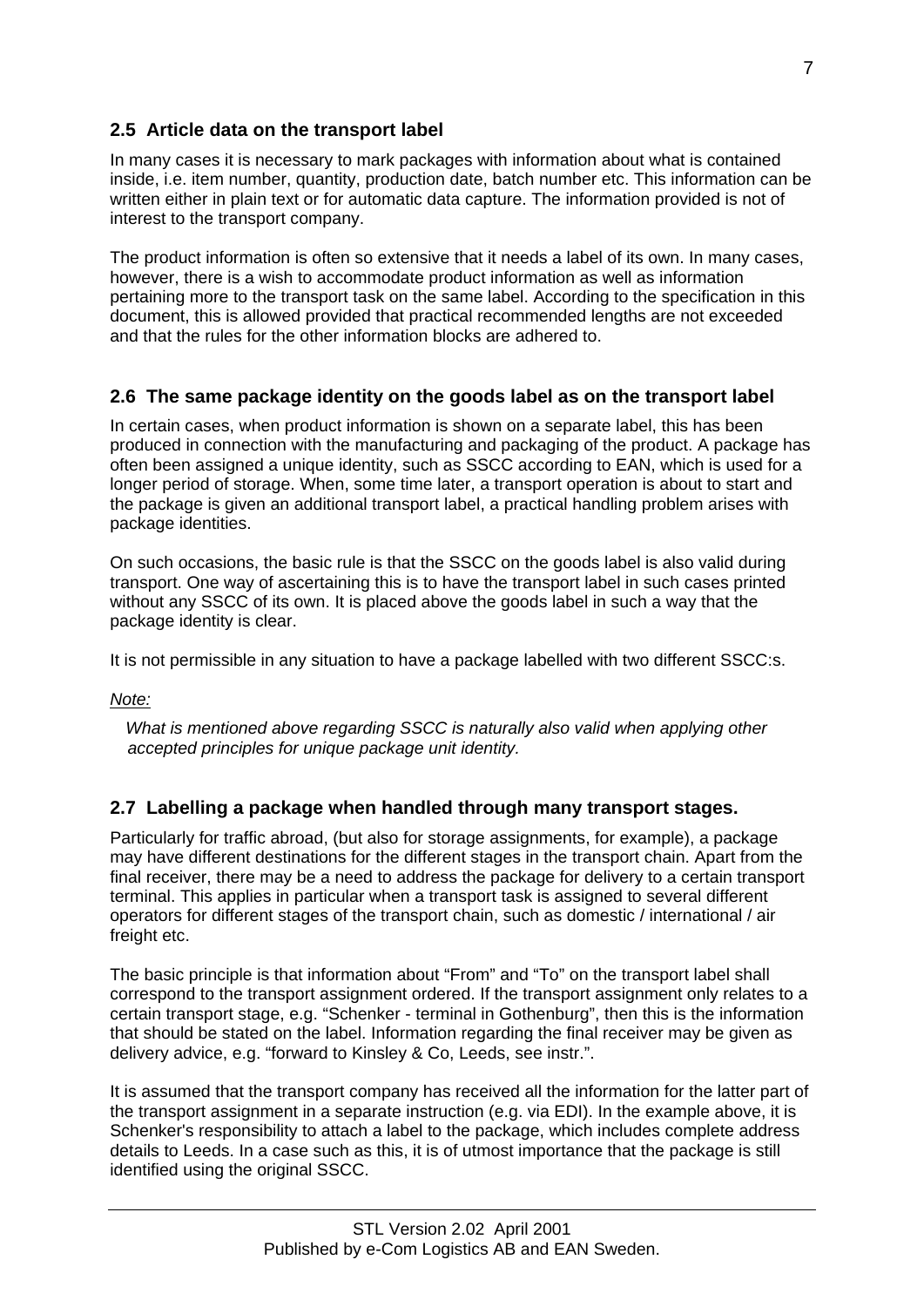## 2.5 Article data on the transport label

In many cases it is necessary to mark packages with information about what is contained inside, i.e. item number, quantity, production date, batch number etc. This information can be written either in plain text or for automatic data capture. The information provided is not of interest to the transport company.

The product information is often so extensive that it needs a label of its own. In many cases, however, there is a wish to accommodate product information as well as information pertaining more to the transport task on the same label. According to the specification in this document, this is allowed provided that practical recommended lengths are not exceeded and that the rules for the other information blocks are adhered to.

## 2.6 The same package identity on the goods label as on the transport label

In certain cases, when product information is shown on a separate label, this has been produced in connection with the manufacturing and packaging of the product. A package has often been assigned a unique identity, such as SSCC according to EAN, which is used for a longer period of storage. When, some time later, a transport operation is about to start and the package is given an additional transport label, a practical handling problem arises with package identities.

On such occasions, the basic rule is that the SSCC on the goods label is also valid during transport. One way of ascertaining this is to have the transport label in such cases printed without any SSCC of its own. It is placed above the goods label in such a way that the package identity is clear.

It is not permissible in any situation to have a package labelled with two different SSCC:s.

*Note:*

*What is mentioned above regarding SSCC is naturally also valid when applying other accepted principles for unique package unit identity.*

## 2.7 Labelling a package when handled through many transport stages.

Particularly for traffic abroad, (but also for storage assignments, for example), a package may have different destinations for the different stages in the transport chain. Apart from the final receiver, there may be a need to address the package for delivery to a certain transport terminal. This applies in particular when a transport task is assigned to several different operators for different stages of the transport chain, such as domestic / international / air freight etc.

The basic principle is that information about "From" and "To" on the transport label shall correspond to the transport assignment ordered. If the transport assignment only relates to a certain transport stage, e.g. "Schenker - terminal in Gothenburg", then this is the information that should be stated on the label. Information regarding the final receiver may be given as delivery advice, e.g. "forward to Kinsley & Co, Leeds, see instr.".

It is assumed that the transport company has received all the information for the latter part of the transport assignment in a separate instruction (e.g. via EDI). In the example above, it is Schenker's responsibility to attach a label to the package, which includes complete address details to Leeds. In a case such as this, it is of utmost importance that the package is still identified using the original SSCC.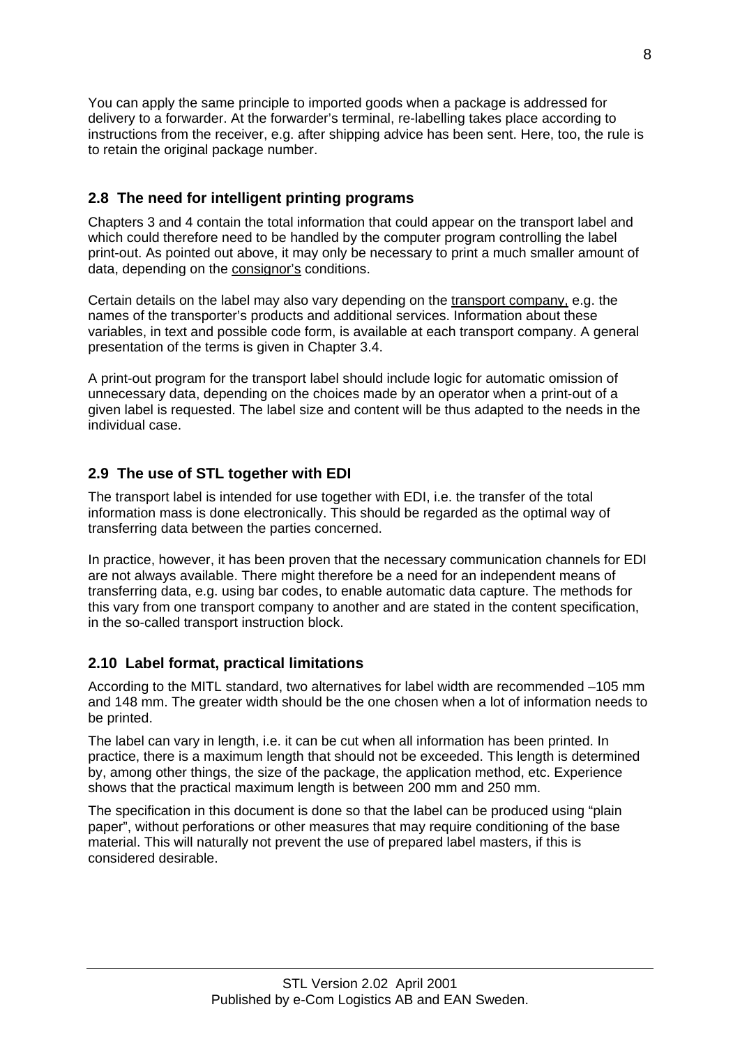You can apply the same principle to imported goods when a package is addressed for delivery to a forwarder. At the forwarder's terminal, re-labelling takes place according to instructions from the receiver, e.g. after shipping advice has been sent. Here, too, the rule is to retain the original package number.

## 2.8 The need for intelligent printing programs

Chapters 3 and 4 contain the total information that could appear on the transport label and which could therefore need to be handled by the computer program controlling the label print-out. As pointed out above, it may only be necessary to print a much smaller amount of data, depending on the consignor's conditions.

Certain details on the label may also vary depending on the transport company, e.g. the names of the transporter's products and additional services. Information about these variables, in text and possible code form, is available at each transport company. A general presentation of the terms is given in Chapter 3.4.

A print-out program for the transport label should include logic for automatic omission of unnecessary data, depending on the choices made by an operator when a print-out of a given label is requested. The label size and content will be thus adapted to the needs in the individual case.

## 2.9 The use of STL together with EDI

The transport label is intended for use together with EDI, i.e. the transfer of the total information mass is done electronically. This should be regarded as the optimal way of transferring data between the parties concerned.

In practice, however, it has been proven that the necessary communication channels for EDI are not always available. There might therefore be a need for an independent means of transferring data, e.g. using bar codes, to enable automatic data capture. The methods for this vary from one transport company to another and are stated in the content specification, in the so-called transport instruction block.

## 2.10 Label format, practical limitations

According to the MITL standard, two alternatives for label width are recommended –105 mm and 148 mm. The greater width should be the one chosen when a lot of information needs to be printed.

The label can vary in length, i.e. it can be cut when all information has been printed. In practice, there is a maximum length that should not be exceeded. This length is determined by, among other things, the size of the package, the application method, etc. Experience shows that the practical maximum length is between 200 mm and 250 mm.

The specification in this document is done so that the label can be produced using "plain paper", without perforations or other measures that may require conditioning of the base material. This will naturally not prevent the use of prepared label masters, if this is considered desirable.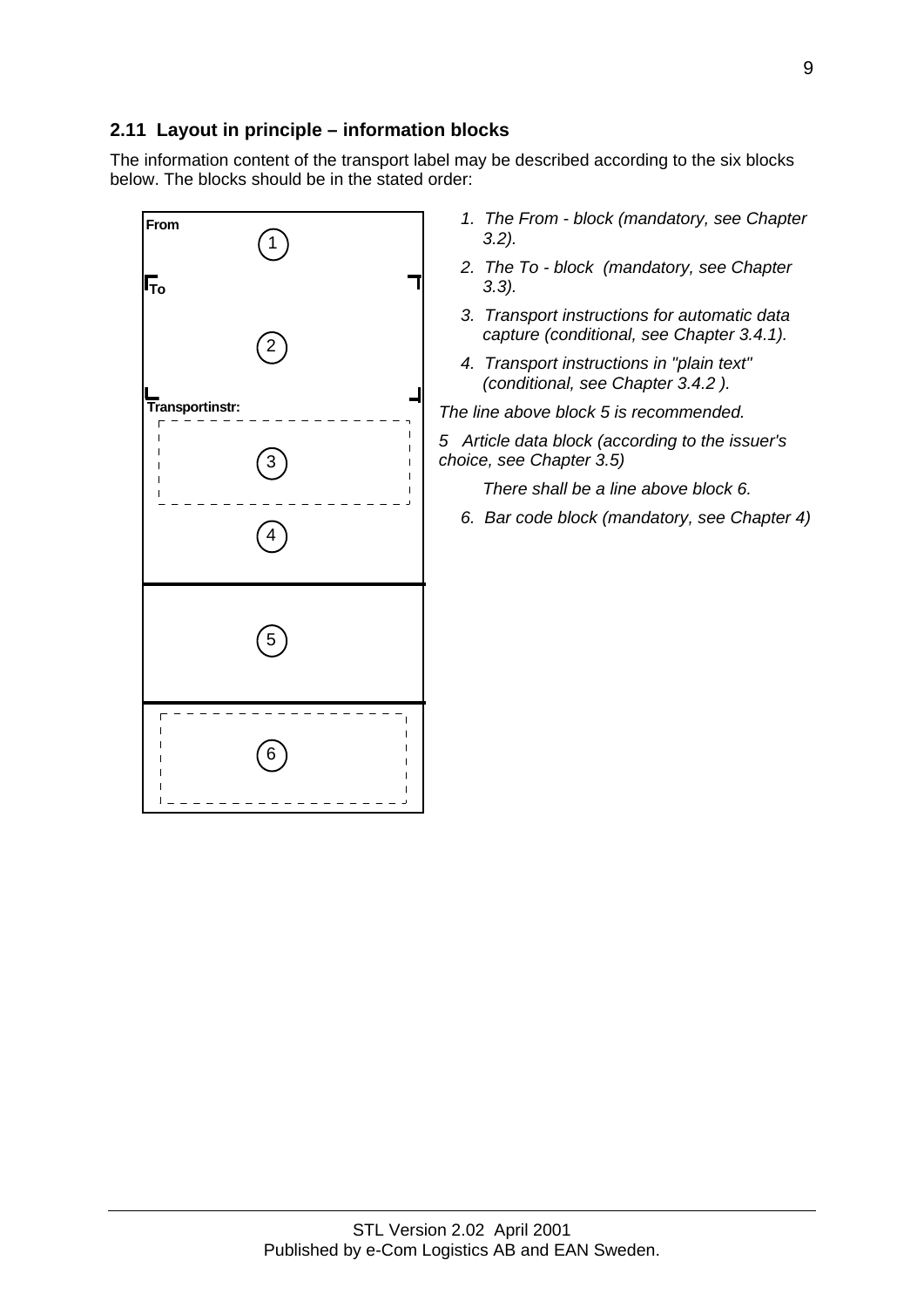## 2.11 Layout in principle – information blocks

The information content of the transport label may be described according to the six blocks below. The blocks should be in the stated order:

From
1

To
2

Transportinstr:
3

4

5

6

1. *The From - block (mandatory, see Chapter 3.2).*
2. *The To - block (mandatory, see Chapter 3.3).*
3. *Transport instructions for automatic data capture (conditional, see Chapter 3.4.1).*
4. *Transport instructions in "plain text" (conditional, see Chapter 3.4.2 ).*

*The line above block 5 is recommended.*

*5 Article data block (according to the issuer's choice, see Chapter 3.5)*

*There shall be a line above block 6.*

6. *Bar code block (mandatory, see Chapter 4)*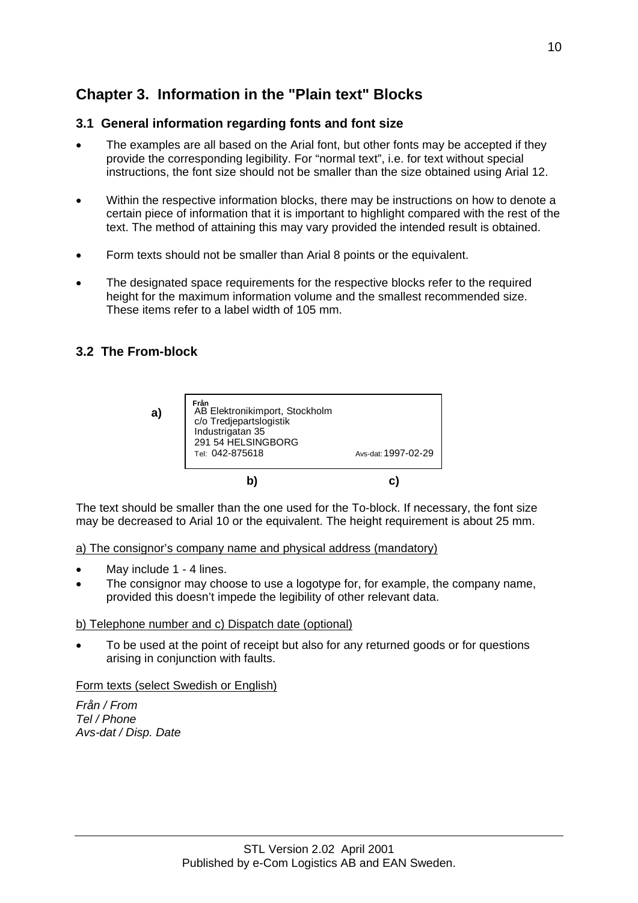## Chapter 3. Information in the "Plain text" Blocks

### 3.1 General information regarding fonts and font size

- The examples are all based on the Arial font, but other fonts may be accepted if they provide the corresponding legibility. For "normal text", i.e. for text without special instructions, the font size should not be smaller than the size obtained using Arial 12.
- Within the respective information blocks, there may be instructions on how to denote a certain piece of information that it is important to highlight compared with the rest of the text. The method of attaining this may vary provided the intended result is obtained.
- Form texts should not be smaller than Arial 8 points or the equivalent.
- The designated space requirements for the respective blocks refer to the required height for the maximum information volume and the smallest recommended size. These items refer to a label width of 105 mm.

### 3.2 The From-block

**a)**

```
Från
AB Elektronikimport, Stockholm
c/o Tredjepartslogistik
Industrigatan 35
291 54 HELSINGBORG
Tel: 042-875618                    Avs-dat: 1997-02-29
```

**b)** **c)**

The text should be smaller than the one used for the To-block. If necessary, the font size may be decreased to Arial 10 or the equivalent. The height requirement is about 25 mm.

a) The consignor's company name and physical address (mandatory)

- May include 1 - 4 lines.
- The consignor may choose to use a logotype for, for example, the company name, provided this doesn't impede the legibility of other relevant data.

b) Telephone number and c) Dispatch date (optional)

- To be used at the point of receipt but also for any returned goods or for questions arising in conjunction with faults.

Form texts (select Swedish or English)

*Från / From*
*Tel / Phone*
*Avs-dat / Disp. Date*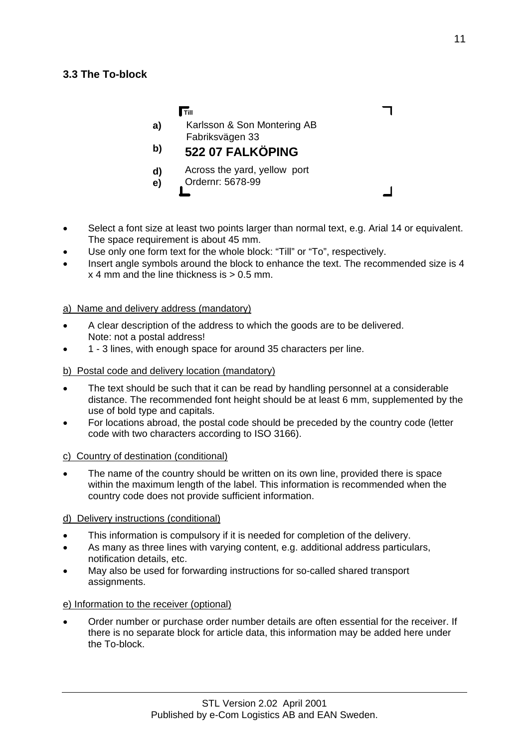### 3.3 The To-block

```
Till
a)   Karlsson & Son Montering AB
     Fabriksvägen 33
b)   522 07 FALKÖPING
d)   Across the yard, yellow  port
e)   Ordernr: 5678-99
```

- Select a font size at least two points larger than normal text, e.g. Arial 14 or equivalent. The space requirement is about 45 mm.
- Use only one form text for the whole block: “Till” or “To”, respectively.
- Insert angle symbols around the block to enhance the text. The recommended size is 4 x 4 mm and the line thickness is > 0.5 mm.

a) Name and delivery address (mandatory)

- A clear description of the address to which the goods are to be delivered. Note: not a postal address!
- 1 - 3 lines, with enough space for around 35 characters per line.

b) Postal code and delivery location (mandatory)

- The text should be such that it can be read by handling personnel at a considerable distance. The recommended font height should be at least 6 mm, supplemented by the use of bold type and capitals.
- For locations abroad, the postal code should be preceded by the country code (letter code with two characters according to ISO 3166).

c) Country of destination (conditional)

- The name of the country should be written on its own line, provided there is space within the maximum length of the label. This information is recommended when the country code does not provide sufficient information.

d) Delivery instructions (conditional)

- This information is compulsory if it is needed for completion of the delivery.
- As many as three lines with varying content, e.g. additional address particulars, notification details, etc.
- May also be used for forwarding instructions for so-called shared transport assignments.

e) Information to the receiver (optional)

- Order number or purchase order number details are often essential for the receiver. If there is no separate block for article data, this information may be added here under the To-block.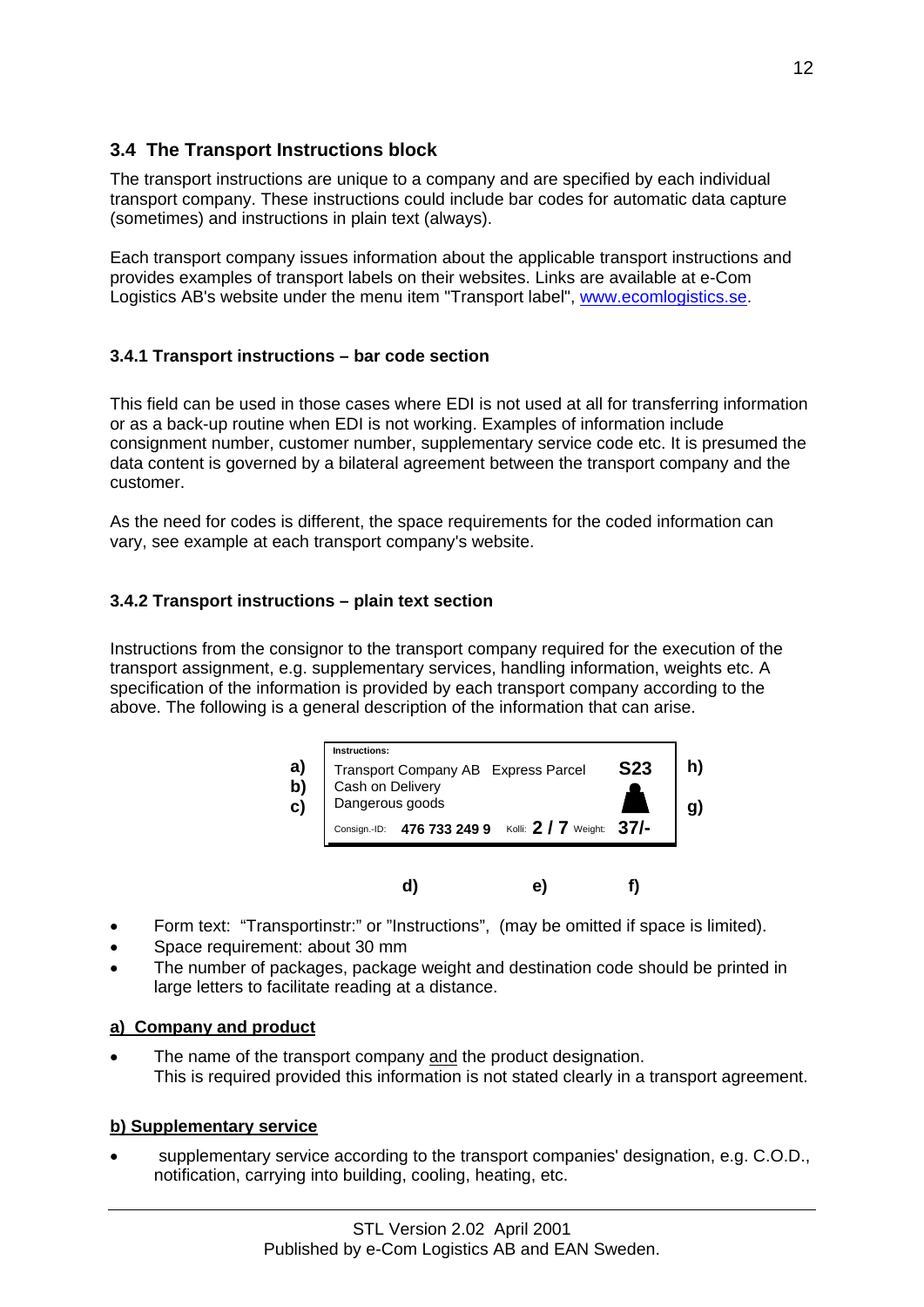## 3.4 The Transport Instructions block

The transport instructions are unique to a company and are specified by each individual transport company. These instructions could include bar codes for automatic data capture (sometimes) and instructions in plain text (always).

Each transport company issues information about the applicable transport instructions and provides examples of transport labels on their websites. Links are available at e-Com Logistics AB's website under the menu item "Transport label", www.ecomlogistics.se.

### 3.4.1 Transport instructions – bar code section

This field can be used in those cases where EDI is not used at all for transferring information or as a back-up routine when EDI is not working. Examples of information include consignment number, customer number, supplementary service code etc. It is presumed the data content is governed by a bilateral agreement between the transport company and the customer.

As the need for codes is different, the space requirements for the coded information can vary, see example at each transport company's website.

### 3.4.2 Transport instructions – plain text section

Instructions from the consignor to the transport company required for the execution of the transport assignment, e.g. supplementary services, handling information, weights etc. A specification of the information is provided by each transport company according to the above. The following is a general description of the information that can arise.

```
    Instructions:
a)  Transport Company AB   Express Parcel        S23    h)
b)  Cash on Delivery
c)  Dangerous goods                                     g)
    Consign.-ID:  476 733 249 9   Kolli: 2 / 7   Weight: 37/-

              d)                  e)             f)
```

- Form text: "Transportinstr:" or "Instructions", (may be omitted if space is limited).
- Space requirement: about 30 mm
- The number of packages, package weight and destination code should be printed in large letters to facilitate reading at a distance.

**a) Company and product**

- The name of the transport company and the product designation.
  This is required provided this information is not stated clearly in a transport agreement.

**b) Supplementary service**

- supplementary service according to the transport companies' designation, e.g. C.O.D., notification, carrying into building, cooling, heating, etc.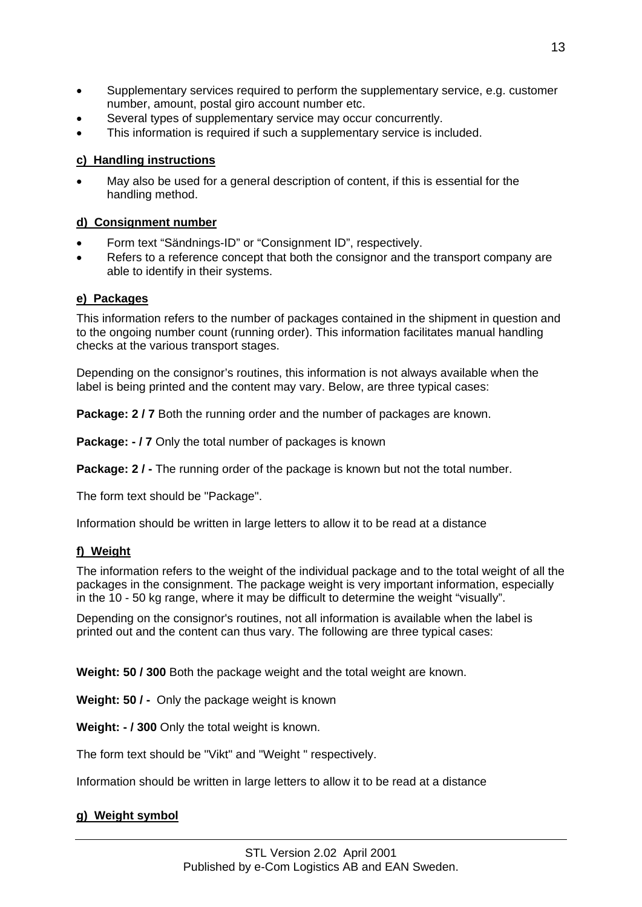- Supplementary services required to perform the supplementary service, e.g. customer number, amount, postal giro account number etc.
- Several types of supplementary service may occur concurrently.
- This information is required if such a supplementary service is included.

#### c) Handling instructions

- May also be used for a general description of content, if this is essential for the handling method.

#### d) Consignment number

- Form text "Sändnings-ID" or "Consignment ID", respectively.
- Refers to a reference concept that both the consignor and the transport company are able to identify in their systems.

#### e) Packages

This information refers to the number of packages contained in the shipment in question and to the ongoing number count (running order). This information facilitates manual handling checks at the various transport stages.

Depending on the consignor's routines, this information is not always available when the label is being printed and the content may vary. Below, are three typical cases:

**Package: 2 / 7** Both the running order and the number of packages are known.

**Package: - / 7** Only the total number of packages is known

**Package: 2 / -** The running order of the package is known but not the total number.

The form text should be "Package".

Information should be written in large letters to allow it to be read at a distance

#### f) Weight

The information refers to the weight of the individual package and to the total weight of all the packages in the consignment. The package weight is very important information, especially in the 10 - 50 kg range, where it may be difficult to determine the weight "visually".

Depending on the consignor's routines, not all information is available when the label is printed out and the content can thus vary. The following are three typical cases:

**Weight: 50 / 300** Both the package weight and the total weight are known.

**Weight: 50 / -** Only the package weight is known

**Weight: - / 300** Only the total weight is known.

The form text should be "Vikt" and "Weight " respectively.

Information should be written in large letters to allow it to be read at a distance

#### g) Weight symbol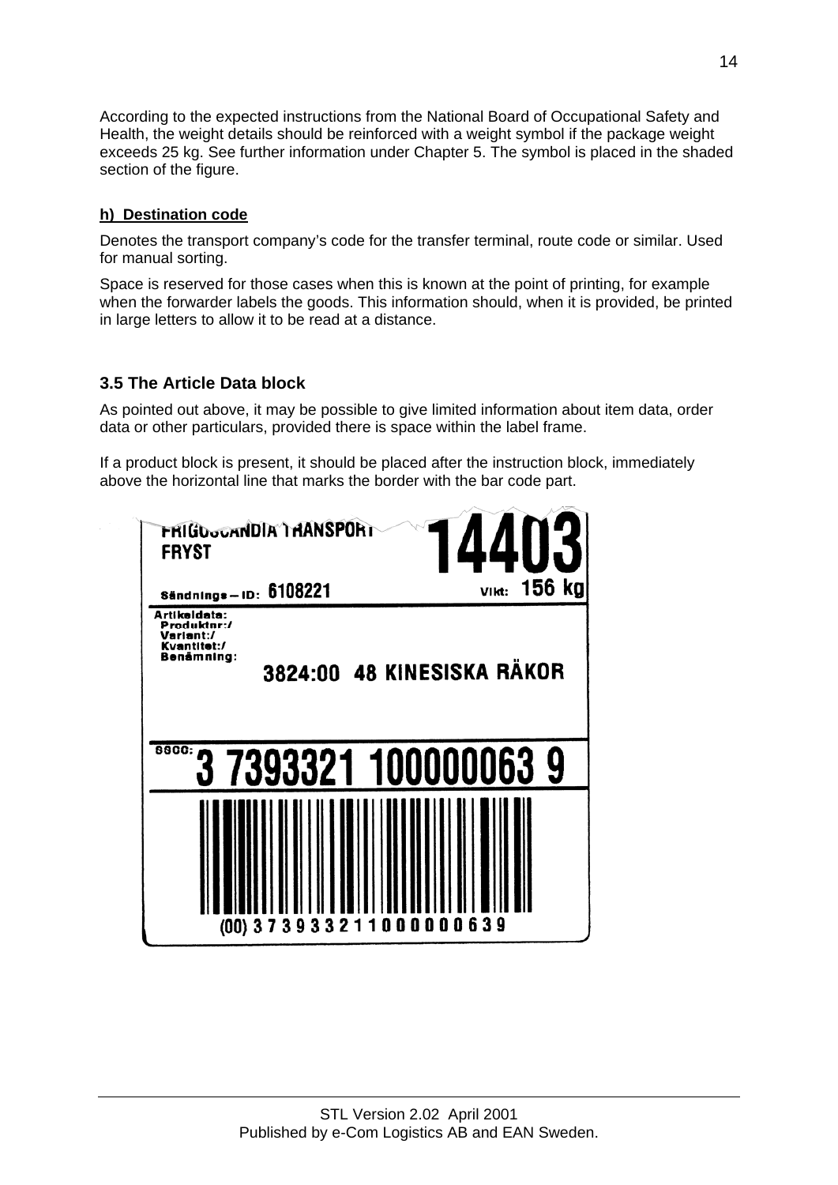According to the expected instructions from the National Board of Occupational Safety and Health, the weight details should be reinforced with a weight symbol if the package weight exceeds 25 kg. See further information under Chapter 5. The symbol is placed in the shaded section of the figure.

#### h) Destination code

Denotes the transport company's code for the transfer terminal, route code or similar. Used for manual sorting.

Space is reserved for those cases when this is known at the point of printing, for example when the forwarder labels the goods. This information should, when it is provided, be printed in large letters to allow it to be read at a distance.

### 3.5 The Article Data block

As pointed out above, it may be possible to give limited information about item data, order data or other particulars, provided there is space within the label frame.

If a product block is present, it should be placed after the instruction block, immediately above the horizontal line that marks the border with the bar code part.

FRIGOSCANDIA TRANSPORT
FRYST

14403

Sändnings – ID: 6108221

Vikt: 156 kg

Artikeldata:
Produktnr:/
Variant:/
Kvantitet:/
Benämning:

3824:00 48 KINESISKA RÄKOR

SSCC: 3 7393321 100000063 9

(00) 3 7 3 9 3 3 2 1 1 0 0 0 0 0 0 6 3 9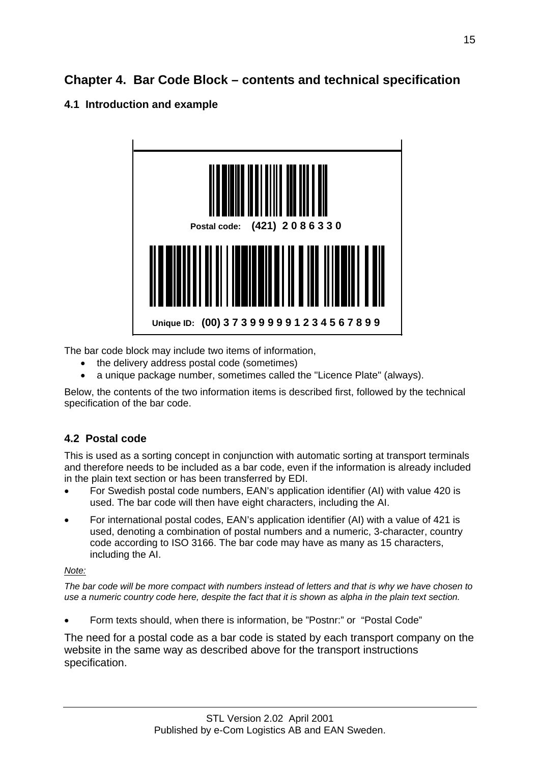# Chapter 4. Bar Code Block – contents and technical specification

## 4.1 Introduction and example

Postal code: (421) 2 0 8 6 3 3 0

Unique ID: (00) 3 7 3 9 9 9 9 9 1 2 3 4 5 6 7 8 9 9

The bar code block may include two items of information,

- the delivery address postal code (sometimes)
- a unique package number, sometimes called the "Licence Plate" (always).

Below, the contents of the two information items is described first, followed by the technical specification of the bar code.

## 4.2 Postal code

This is used as a sorting concept in conjunction with automatic sorting at transport terminals and therefore needs to be included as a bar code, even if the information is already included in the plain text section or has been transferred by EDI.

- For Swedish postal code numbers, EAN's application identifier (AI) with value 420 is used. The bar code will then have eight characters, including the AI.
- For international postal codes, EAN's application identifier (AI) with a value of 421 is used, denoting a combination of postal numbers and a numeric, 3-character, country code according to ISO 3166. The bar code may have as many as 15 characters, including the AI.

*Note:*

*The bar code will be more compact with numbers instead of letters and that is why we have chosen to use a numeric country code here, despite the fact that it is shown as alpha in the plain text section.*

- Form texts should, when there is information, be "Postnr:" or "Postal Code"

The need for a postal code as a bar code is stated by each transport company on the website in the same way as described above for the transport instructions specification.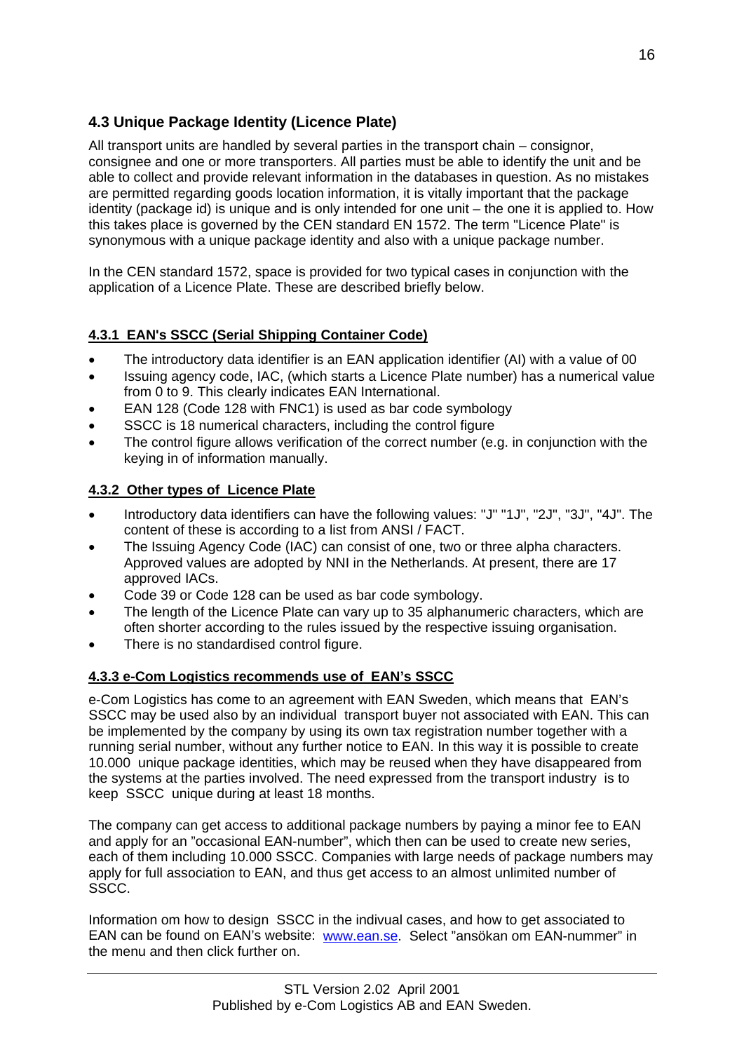## 4.3 Unique Package Identity (Licence Plate)

All transport units are handled by several parties in the transport chain – consignor, consignee and one or more transporters. All parties must be able to identify the unit and be able to collect and provide relevant information in the databases in question. As no mistakes are permitted regarding goods location information, it is vitally important that the package identity (package id) is unique and is only intended for one unit – the one it is applied to. How this takes place is governed by the CEN standard EN 1572. The term "Licence Plate" is synonymous with a unique package identity and also with a unique package number.

In the CEN standard 1572, space is provided for two typical cases in conjunction with the application of a Licence Plate. These are described briefly below.

### 4.3.1 EAN's SSCC (Serial Shipping Container Code)

- The introductory data identifier is an EAN application identifier (AI) with a value of 00
- Issuing agency code, IAC, (which starts a Licence Plate number) has a numerical value from 0 to 9. This clearly indicates EAN International.
- EAN 128 (Code 128 with FNC1) is used as bar code symbology
- SSCC is 18 numerical characters, including the control figure
- The control figure allows verification of the correct number (e.g. in conjunction with the keying in of information manually.

### 4.3.2 Other types of Licence Plate

- Introductory data identifiers can have the following values: "J" "1J", "2J", "3J", "4J". The content of these is according to a list from ANSI / FACT.
- The Issuing Agency Code (IAC) can consist of one, two or three alpha characters. Approved values are adopted by NNI in the Netherlands. At present, there are 17 approved IACs.
- Code 39 or Code 128 can be used as bar code symbology.
- The length of the Licence Plate can vary up to 35 alphanumeric characters, which are often shorter according to the rules issued by the respective issuing organisation.
- There is no standardised control figure.

### 4.3.3 e-Com Logistics recommends use of EAN's SSCC

e-Com Logistics has come to an agreement with EAN Sweden, which means that EAN's SSCC may be used also by an individual transport buyer not associated with EAN. This can be implemented by the company by using its own tax registration number together with a running serial number, without any further notice to EAN. In this way it is possible to create 10.000 unique package identities, which may be reused when they have disappeared from the systems at the parties involved. The need expressed from the transport industry is to keep SSCC unique during at least 18 months.

The company can get access to additional package numbers by paying a minor fee to EAN and apply for an "occasional EAN-number", which then can be used to create new series, each of them including 10.000 SSCC. Companies with large needs of package numbers may apply for full association to EAN, and thus get access to an almost unlimited number of SSCC.

Information om how to design SSCC in the indivual cases, and how to get associated to EAN can be found on EAN's website: www.ean.se. Select "ansökan om EAN-nummer" in the menu and then click further on.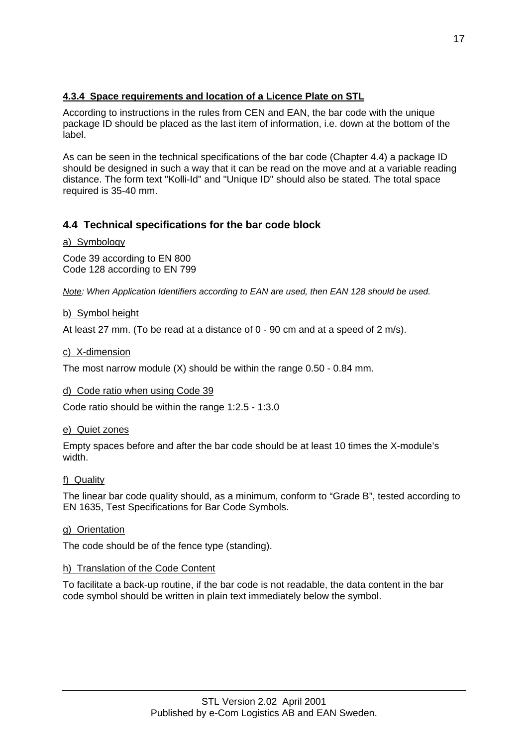#### **4.3.4 Space requirements and location of a Licence Plate on STL**

According to instructions in the rules from CEN and EAN, the bar code with the unique package ID should be placed as the last item of information, i.e. down at the bottom of the label.

As can be seen in the technical specifications of the bar code (Chapter 4.4) a package ID should be designed in such a way that it can be read on the move and at a variable reading distance. The form text "Kolli-Id" and "Unique ID" should also be stated. The total space required is 35-40 mm.

### 4.4 Technical specifications for the bar code block

a) Symbology

Code 39 according to EN 800
Code 128 according to EN 799

*Note: When Application Identifiers according to EAN are used, then EAN 128 should be used.*

b) Symbol height

At least 27 mm. (To be read at a distance of 0 - 90 cm and at a speed of 2 m/s).

c) X-dimension

The most narrow module (X) should be within the range 0.50 - 0.84 mm.

d) Code ratio when using Code 39

Code ratio should be within the range 1:2.5 - 1:3.0

e) Quiet zones

Empty spaces before and after the bar code should be at least 10 times the X-module's width.

f) Quality

The linear bar code quality should, as a minimum, conform to "Grade B", tested according to EN 1635, Test Specifications for Bar Code Symbols.

g) Orientation

The code should be of the fence type (standing).

h) Translation of the Code Content

To facilitate a back-up routine, if the bar code is not readable, the data content in the bar code symbol should be written in plain text immediately below the symbol.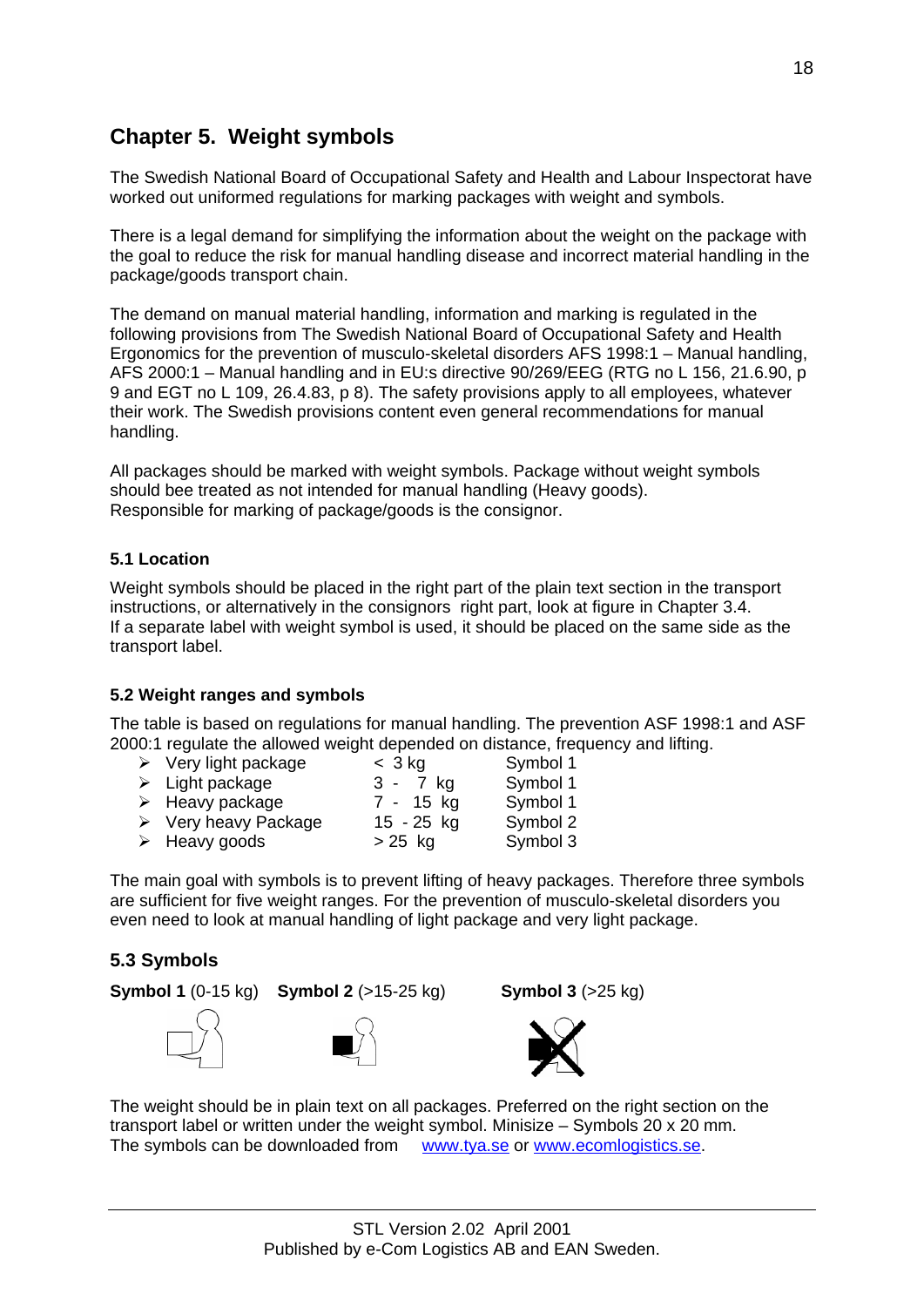## Chapter 5. Weight symbols

The Swedish National Board of Occupational Safety and Health and Labour Inspectorat have worked out uniformed regulations for marking packages with weight and symbols.

There is a legal demand for simplifying the information about the weight on the package with the goal to reduce the risk for manual handling disease and incorrect material handling in the package/goods transport chain.

The demand on manual material handling, information and marking is regulated in the following provisions from The Swedish National Board of Occupational Safety and Health Ergonomics for the prevention of musculo-skeletal disorders AFS 1998:1 – Manual handling, AFS 2000:1 – Manual handling and in EU:s directive 90/269/EEG (RTG no L 156, 21.6.90, p 9 and EGT no L 109, 26.4.83, p 8). The safety provisions apply to all employees, whatever their work. The Swedish provisions content even general recommendations for manual handling.

All packages should be marked with weight symbols. Package without weight symbols should bee treated as not intended for manual handling (Heavy goods).
Responsible for marking of package/goods is the consignor.

### 5.1 Location

Weight symbols should be placed in the right part of the plain text section in the transport instructions, or alternatively in the consignors right part, look at figure in Chapter 3.4.
If a separate label with weight symbol is used, it should be placed on the same side as the transport label.

### 5.2 Weight ranges and symbols

The table is based on regulations for manual handling. The prevention ASF 1998:1 and ASF 2000:1 regulate the allowed weight depended on distance, frequency and lifting.

| | | |
|---|---|---|
| ➢ Very light package | < 3 kg | Symbol 1 |
| ➢ Light package | 3 - 7 kg | Symbol 1 |
| ➢ Heavy package | 7 - 15 kg | Symbol 1 |
| ➢ Very heavy Package | 15 - 25 kg | Symbol 2 |
| ➢ Heavy goods | > 25 kg | Symbol 3 |

The main goal with symbols is to prevent lifting of heavy packages. Therefore three symbols are sufficient for five weight ranges. For the prevention of musculo-skeletal disorders you even need to look at manual handling of light package and very light package.

## 5.3 Symbols

**Symbol 1** (0-15 kg) **Symbol 2** (>15-25 kg) **Symbol 3** (>25 kg)

The weight should be in plain text on all packages. Preferred on the right section on the transport label or written under the weight symbol. Minisize – Symbols 20 x 20 mm.
The symbols can be downloaded from www.tya.se or www.ecomlogistics.se.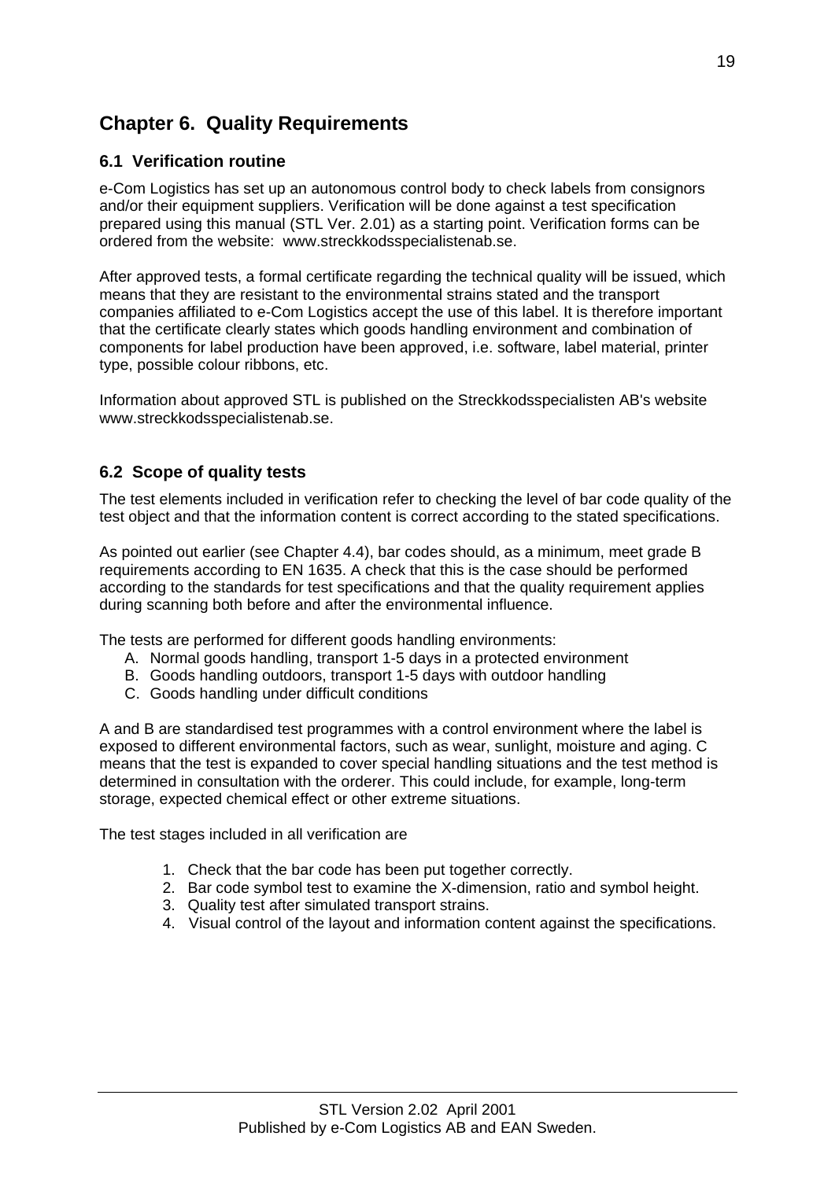# Chapter 6. Quality Requirements

## 6.1 Verification routine

e-Com Logistics has set up an autonomous control body to check labels from consignors and/or their equipment suppliers. Verification will be done against a test specification prepared using this manual (STL Ver. 2.01) as a starting point. Verification forms can be ordered from the website: www.streckkodsspecialistenab.se.

After approved tests, a formal certificate regarding the technical quality will be issued, which means that they are resistant to the environmental strains stated and the transport companies affiliated to e-Com Logistics accept the use of this label. It is therefore important that the certificate clearly states which goods handling environment and combination of components for label production have been approved, i.e. software, label material, printer type, possible colour ribbons, etc.

Information about approved STL is published on the Streckkodsspecialisten AB's website www.streckkodsspecialistenab.se.

## 6.2 Scope of quality tests

The test elements included in verification refer to checking the level of bar code quality of the test object and that the information content is correct according to the stated specifications.

As pointed out earlier (see Chapter 4.4), bar codes should, as a minimum, meet grade B requirements according to EN 1635. A check that this is the case should be performed according to the standards for test specifications and that the quality requirement applies during scanning both before and after the environmental influence.

The tests are performed for different goods handling environments:

A. Normal goods handling, transport 1-5 days in a protected environment
B. Goods handling outdoors, transport 1-5 days with outdoor handling
C. Goods handling under difficult conditions

A and B are standardised test programmes with a control environment where the label is exposed to different environmental factors, such as wear, sunlight, moisture and aging. C means that the test is expanded to cover special handling situations and the test method is determined in consultation with the orderer. This could include, for example, long-term storage, expected chemical effect or other extreme situations.

The test stages included in all verification are

1. Check that the bar code has been put together correctly.
2. Bar code symbol test to examine the X-dimension, ratio and symbol height.
3. Quality test after simulated transport strains.
4. Visual control of the layout and information content against the specifications.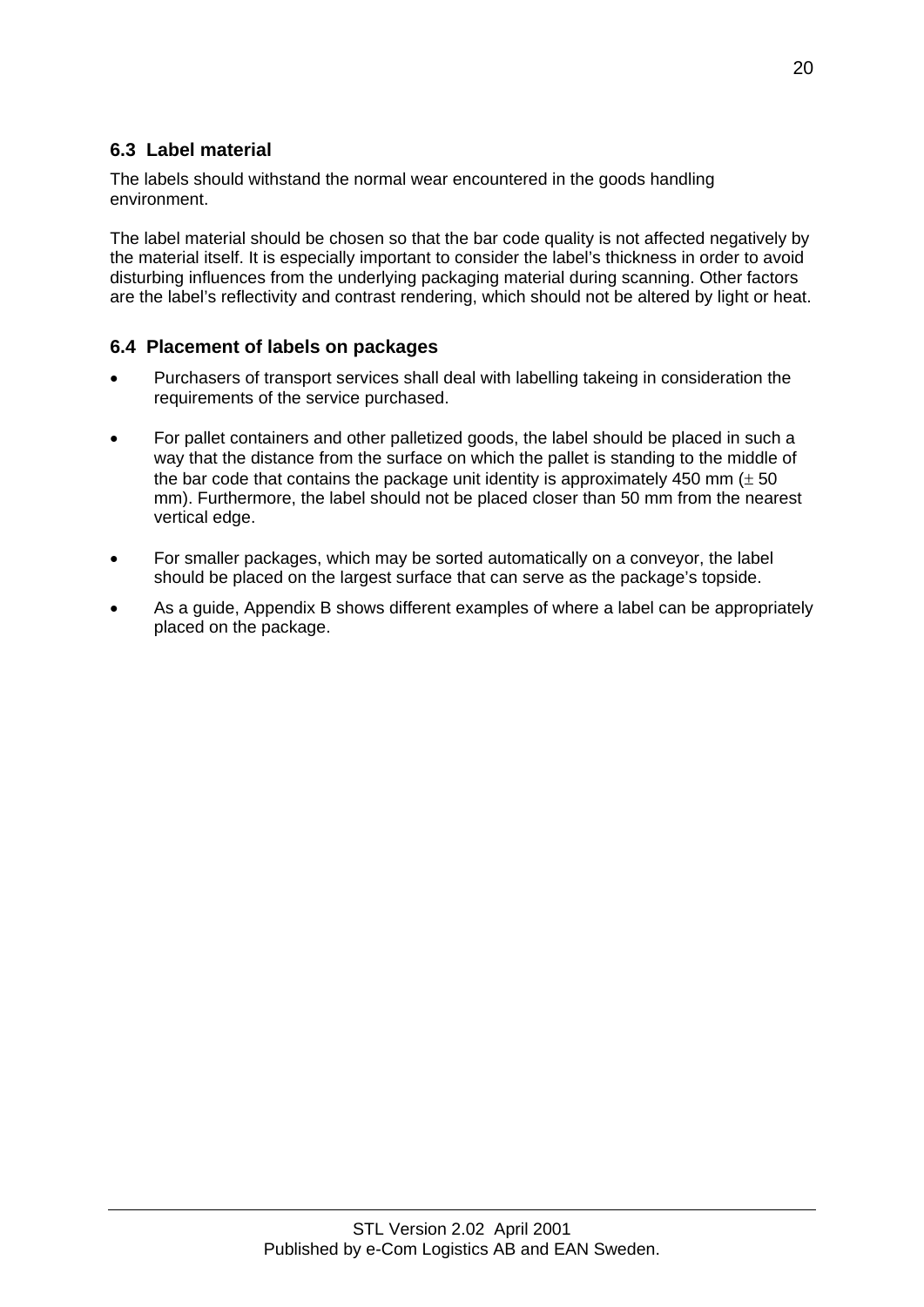### 6.3 Label material

The labels should withstand the normal wear encountered in the goods handling environment.

The label material should be chosen so that the bar code quality is not affected negatively by the material itself. It is especially important to consider the label's thickness in order to avoid disturbing influences from the underlying packaging material during scanning. Other factors are the label's reflectivity and contrast rendering, which should not be altered by light or heat.

### 6.4 Placement of labels on packages

- Purchasers of transport services shall deal with labelling takeing in consideration the requirements of the service purchased.
- For pallet containers and other palletized goods, the label should be placed in such a way that the distance from the surface on which the pallet is standing to the middle of the bar code that contains the package unit identity is approximately 450 mm ($\pm$ 50 mm). Furthermore, the label should not be placed closer than 50 mm from the nearest vertical edge.
- For smaller packages, which may be sorted automatically on a conveyor, the label should be placed on the largest surface that can serve as the package's topside.
- As a guide, Appendix B shows different examples of where a label can be appropriately placed on the package.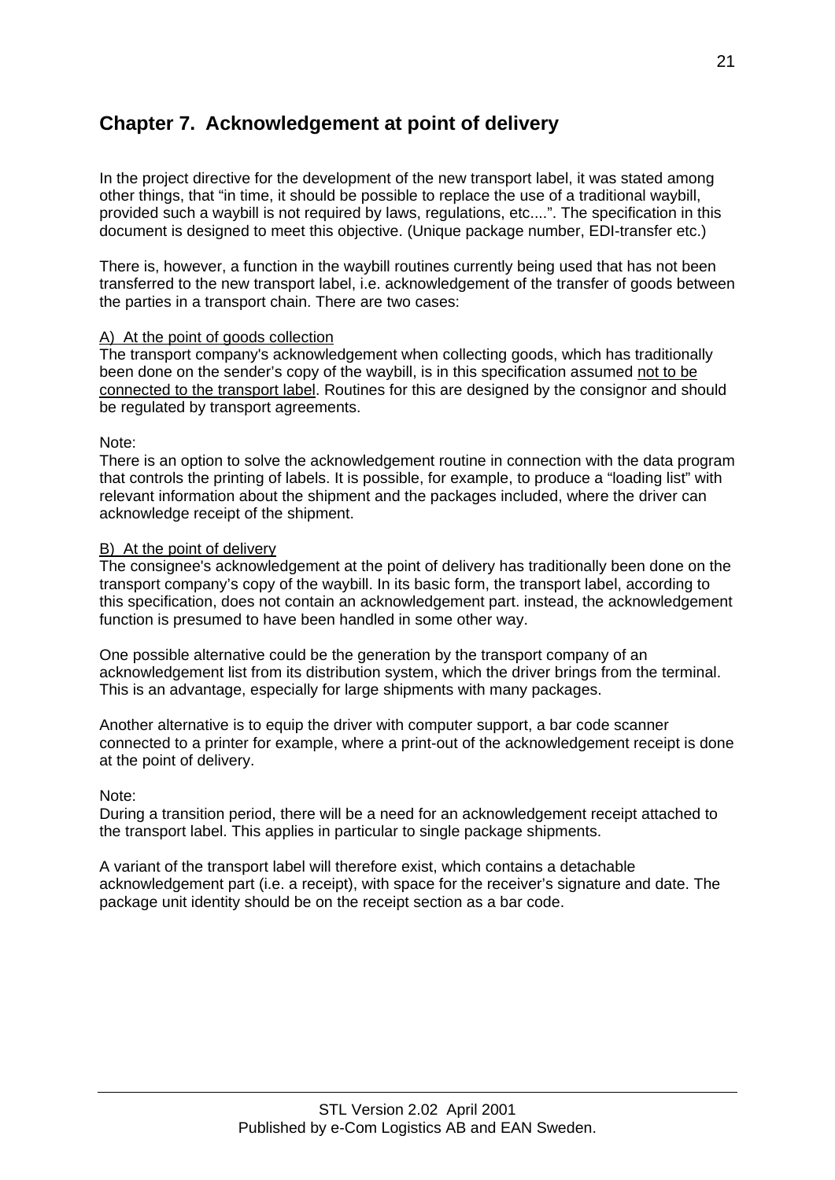# Chapter 7. Acknowledgement at point of delivery

In the project directive for the development of the new transport label, it was stated among other things, that "in time, it should be possible to replace the use of a traditional waybill, provided such a waybill is not required by laws, regulations, etc....". The specification in this document is designed to meet this objective. (Unique package number, EDI-transfer etc.)

There is, however, a function in the waybill routines currently being used that has not been transferred to the new transport label, i.e. acknowledgement of the transfer of goods between the parties in a transport chain. There are two cases:

A) At the point of goods collection

The transport company's acknowledgement when collecting goods, which has traditionally been done on the sender's copy of the waybill, is in this specification assumed not to be connected to the transport label. Routines for this are designed by the consignor and should be regulated by transport agreements.

Note:
There is an option to solve the acknowledgement routine in connection with the data program that controls the printing of labels. It is possible, for example, to produce a "loading list" with relevant information about the shipment and the packages included, where the driver can acknowledge receipt of the shipment.

B) At the point of delivery

The consignee's acknowledgement at the point of delivery has traditionally been done on the transport company's copy of the waybill. In its basic form, the transport label, according to this specification, does not contain an acknowledgement part. instead, the acknowledgement function is presumed to have been handled in some other way.

One possible alternative could be the generation by the transport company of an acknowledgement list from its distribution system, which the driver brings from the terminal. This is an advantage, especially for large shipments with many packages.

Another alternative is to equip the driver with computer support, a bar code scanner connected to a printer for example, where a print-out of the acknowledgement receipt is done at the point of delivery.

Note:
During a transition period, there will be a need for an acknowledgement receipt attached to the transport label. This applies in particular to single package shipments.

A variant of the transport label will therefore exist, which contains a detachable acknowledgement part (i.e. a receipt), with space for the receiver's signature and date. The package unit identity should be on the receipt section as a bar code.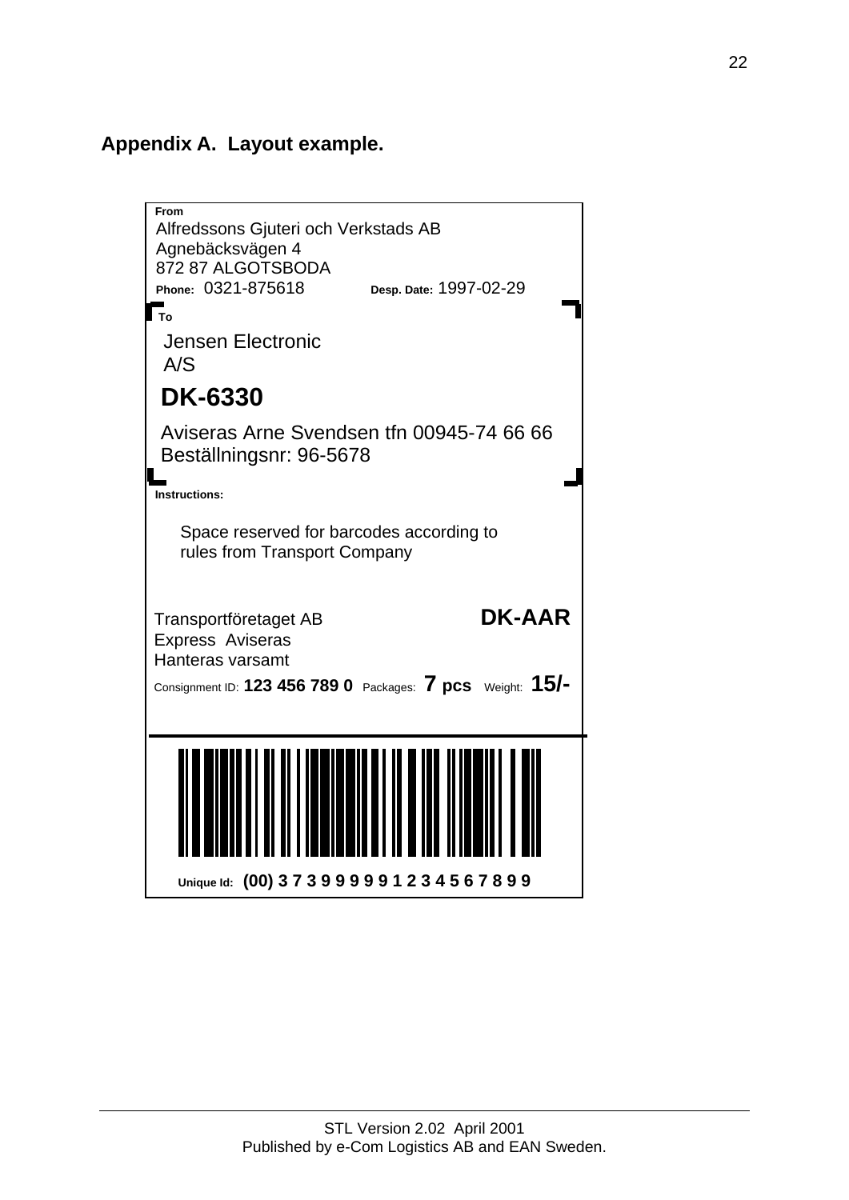## Appendix A. Layout example.

**From**
Alfredssons Gjuteri och Verkstads AB
Agnebäcksvägen 4
872 87 ALGOTSBODA
**Phone:** 0321-875618 **Desp. Date:** 1997-02-29

**To**

Jensen Electronic
A/S

**DK-6330**

Aviseras Arne Svendsen tfn 00945-74 66 66
Beställningsnr: 96-5678

**Instructions:**

Space reserved for barcodes according to rules from Transport Company

Transportföretaget AB **DK-AAR**
Express Aviseras
Hanteras varsamt

Consignment ID: **123 456 789 0** Packages: **7 pcs** Weight: **15/-**

**Unique Id:** **(00) 3 7 3 9 9 9 9 9 1 2 3 4 5 6 7 8 9 9**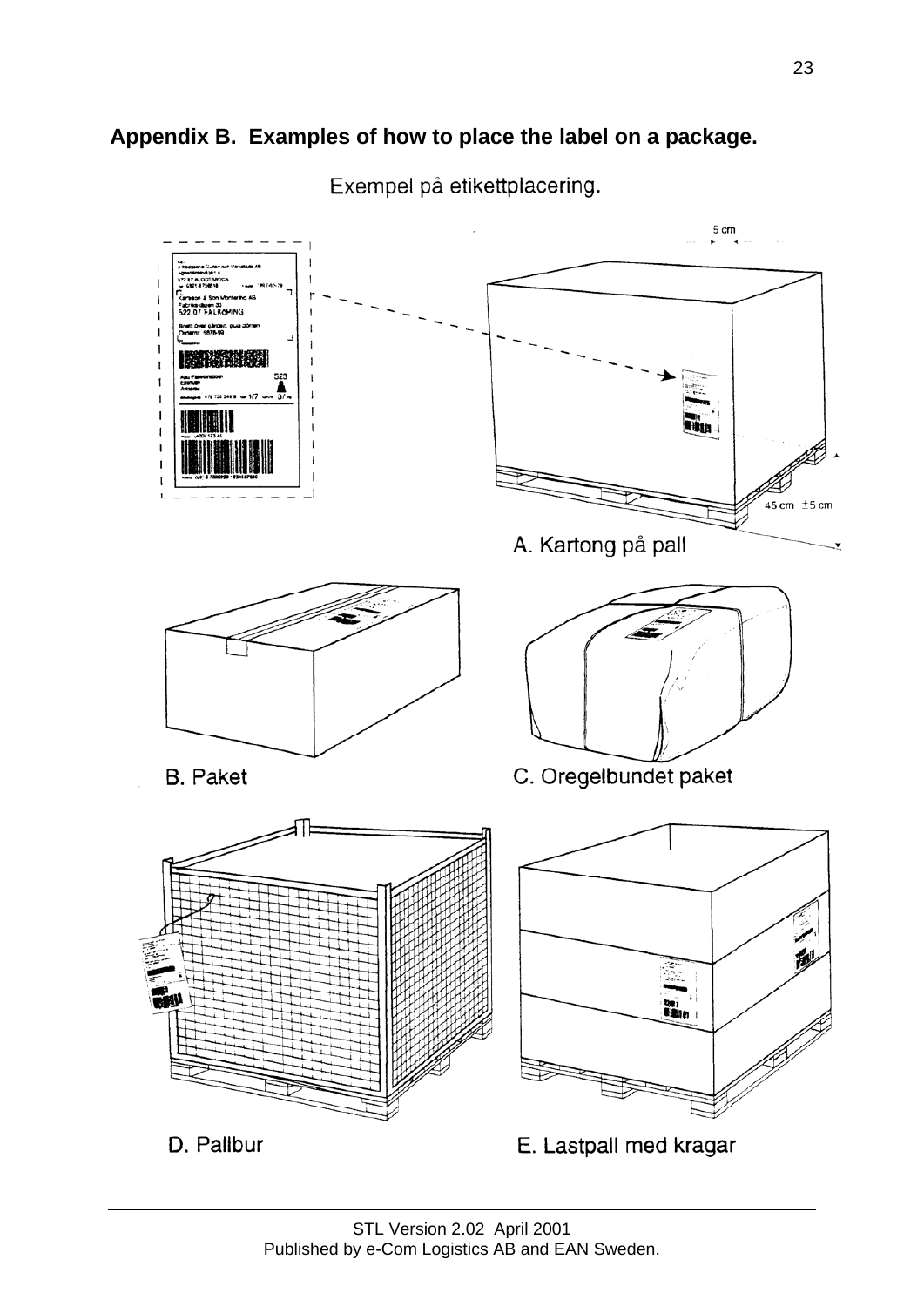## Appendix B. Examples of how to place the label on a package.

Exempel på etikettplacering.

5 cm

45 cm ±5 cm

A. Kartong på pall

B. Paket

C. Oregelbundet paket

D. Pallbur

E. Lastpall med kragar

STL Version 2.02 April 2001
Published by e-Com Logistics AB and EAN Sweden.